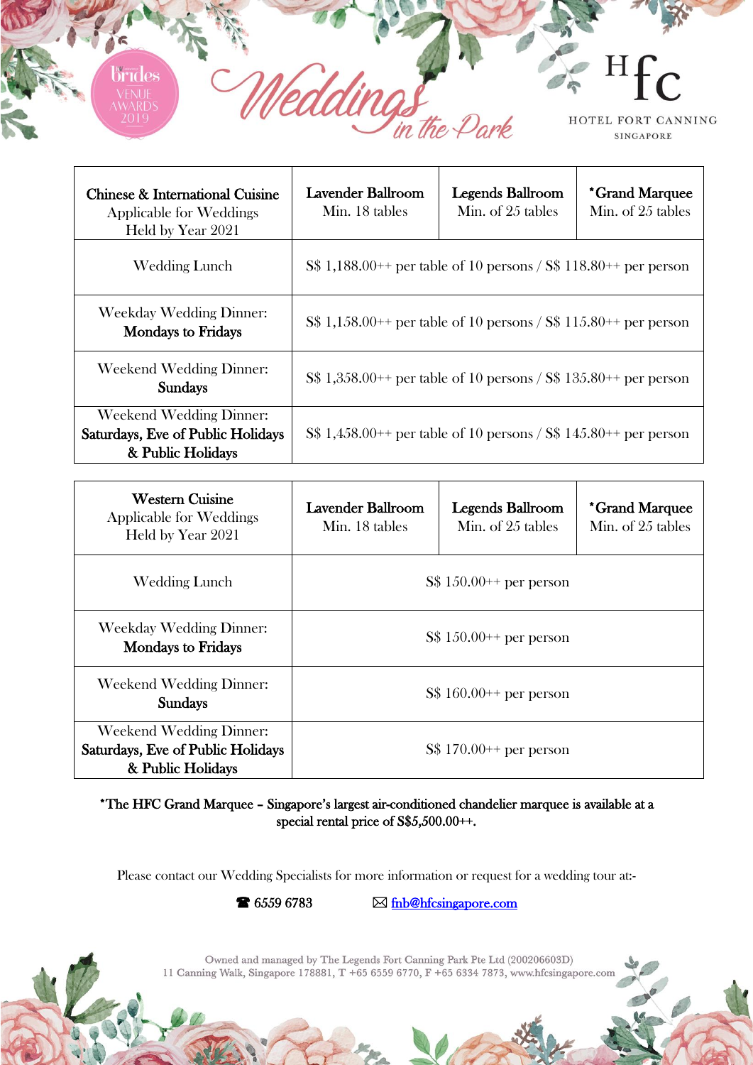# Weddings in the Park

HFC HOTEL FORT CANNING SINGAPORE

Brides Venue Awards 2019

| **Chinese & International Cuisine** Applicable for Weddings Held by Year 2021 | **Lavender Ballroom** Min. 18 tables | **Legends Ballroom** Min. of 25 tables | ***Grand Marquee** Min. of 25 tables |
|---|---|---|---|
| Wedding Lunch | S$ 1,188.00++ per table of 10 persons / S$ 118.80++ per person | | |
| Weekday Wedding Dinner: **Mondays to Fridays** | S$ 1,158.00++ per table of 10 persons / S$ 115.80++ per person | | |
| Weekend Wedding Dinner: **Sundays** | S$ 1,358.00++ per table of 10 persons / S$ 135.80++ per person | | |
| Weekend Wedding Dinner: **Saturdays, Eve of Public Holidays & Public Holidays** | S$ 1,458.00++ per table of 10 persons / S$ 145.80++ per person | | |

| **Western Cuisine** Applicable for Weddings Held by Year 2021 | **Lavender Ballroom** Min. 18 tables | **Legends Ballroom** Min. of 25 tables | ***Grand Marquee** Min. of 25 tables |
|---|---|---|---|
| Wedding Lunch | S$ 150.00++ per person | | |
| Weekday Wedding Dinner: **Mondays to Fridays** | S$ 150.00++ per person | | |
| Weekend Wedding Dinner: **Sundays** | S$ 160.00++ per person | | |
| Weekend Wedding Dinner: **Saturdays, Eve of Public Holidays & Public Holidays** | S$ 170.00++ per person | | |

***The HFC Grand Marquee – Singapore's largest air-conditioned chandelier marquee is available at a special rental price of S$5,500.00++.**

Please contact our Wedding Specialists for more information or request for a wedding tour at:-

☎ 6559 6783 ✉ fnb@hfcsingapore.com

Owned and managed by The Legends Fort Canning Park Pte Ltd (200206603D)
11 Canning Walk, Singapore 178881, T +65 6559 6770, F +65 6334 7873, www.hfcsingapore.com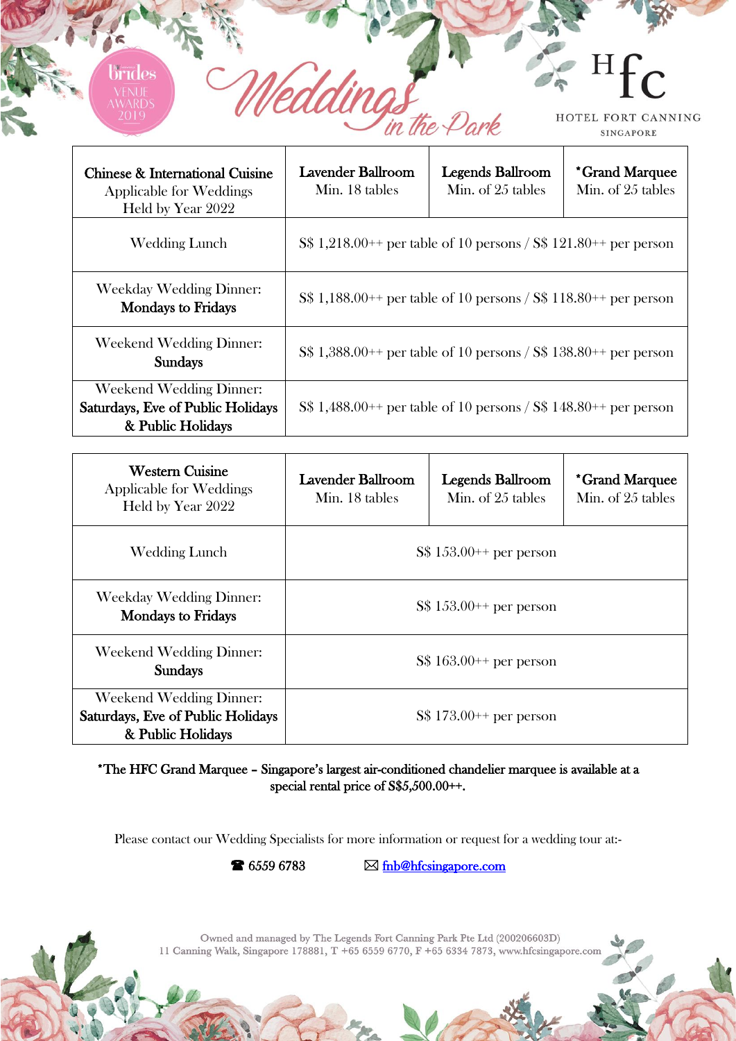# Weddings in the Park

HOTEL FORT CANNING SINGAPORE

| **Chinese & International Cuisine** Applicable for Weddings Held by Year 2022 | **Lavender Ballroom** Min. 18 tables | **Legends Ballroom** Min. of 25 tables | ***Grand Marquee** Min. of 25 tables |
|---|---|---|---|
| Wedding Lunch | S$ 1,218.00++ per table of 10 persons / S$ 121.80++ per person | | |
| Weekday Wedding Dinner: **Mondays to Fridays** | S$ 1,188.00++ per table of 10 persons / S$ 118.80++ per person | | |
| Weekend Wedding Dinner: **Sundays** | S$ 1,388.00++ per table of 10 persons / S$ 138.80++ per person | | |
| Weekend Wedding Dinner: **Saturdays, Eve of Public Holidays & Public Holidays** | S$ 1,488.00++ per table of 10 persons / S$ 148.80++ per person | | |

| **Western Cuisine** Applicable for Weddings Held by Year 2022 | **Lavender Ballroom** Min. 18 tables | **Legends Ballroom** Min. of 25 tables | ***Grand Marquee** Min. of 25 tables |
|---|---|---|---|
| Wedding Lunch | S$ 153.00++ per person | | |
| Weekday Wedding Dinner: **Mondays to Fridays** | S$ 153.00++ per person | | |
| Weekend Wedding Dinner: **Sundays** | S$ 163.00++ per person | | |
| Weekend Wedding Dinner: **Saturdays, Eve of Public Holidays & Public Holidays** | S$ 173.00++ per person | | |

***The HFC Grand Marquee – Singapore's largest air-conditioned chandelier marquee is available at a special rental price of S$5,500.00++.**

Please contact our Wedding Specialists for more information or request for a wedding tour at:-

☎ 6559 6783 ✉ fnb@hfcsingapore.com

Owned and managed by The Legends Fort Canning Park Pte Ltd (200206603D)
11 Canning Walk, Singapore 178881, T +65 6559 6770, F +65 6334 7873, www.hfcsingapore.com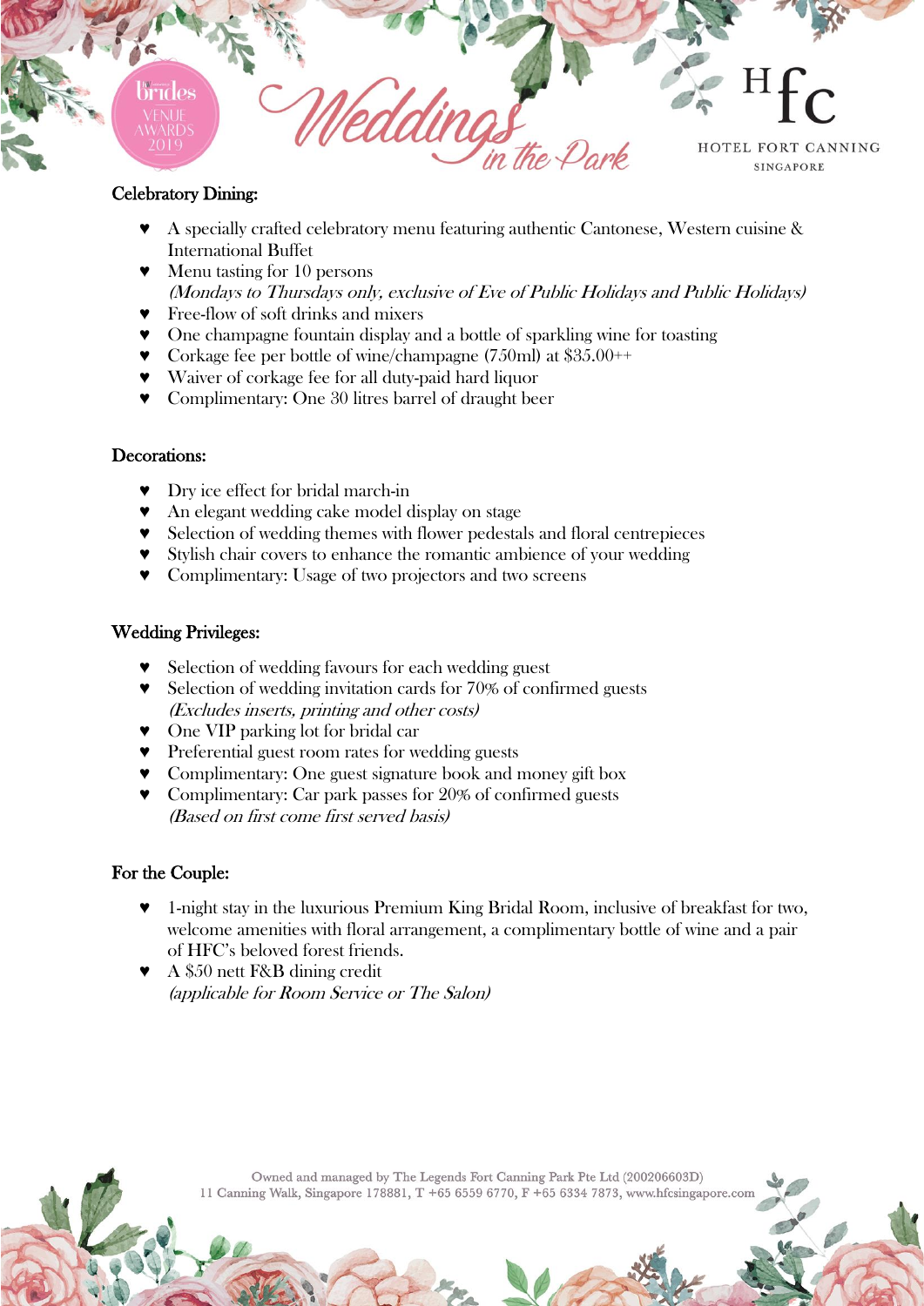## Celebratory Dining:

- A specially crafted celebratory menu featuring authentic Cantonese, Western cuisine & International Buffet
- Menu tasting for 10 persons
  *(Mondays to Thursdays only, exclusive of Eve of Public Holidays and Public Holidays)*
- Free-flow of soft drinks and mixers
- One champagne fountain display and a bottle of sparkling wine for toasting
- Corkage fee per bottle of wine/champagne (750ml) at $35.00++
- Waiver of corkage fee for all duty-paid hard liquor
- Complimentary: One 30 litres barrel of draught beer

## Decorations:

- Dry ice effect for bridal march-in
- An elegant wedding cake model display on stage
- Selection of wedding themes with flower pedestals and floral centrepieces
- Stylish chair covers to enhance the romantic ambience of your wedding
- Complimentary: Usage of two projectors and two screens

## Wedding Privileges:

- Selection of wedding favours for each wedding guest
- Selection of wedding invitation cards for 70% of confirmed guests
  *(Excludes inserts, printing and other costs)*
- One VIP parking lot for bridal car
- Preferential guest room rates for wedding guests
- Complimentary: One guest signature book and money gift box
- Complimentary: Car park passes for 20% of confirmed guests
  *(Based on first come first served basis)*

## For the Couple:

- 1-night stay in the luxurious Premium King Bridal Room, inclusive of breakfast for two, welcome amenities with floral arrangement, a complimentary bottle of wine and a pair of HFC's beloved forest friends.
- A $50 nett F&B dining credit
  *(applicable for Room Service or The Salon)*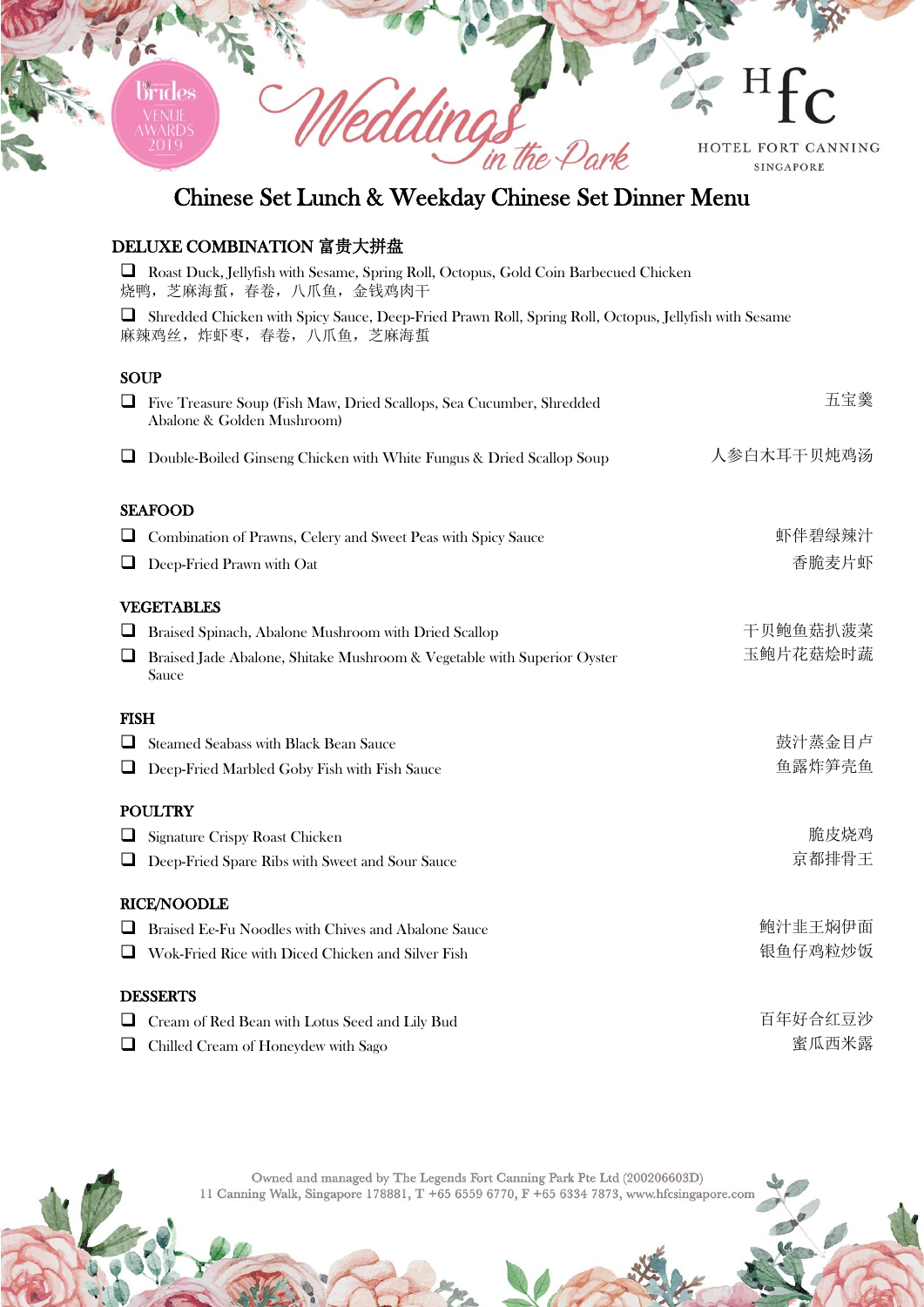# Chinese Set Lunch & Weekday Chinese Set Dinner Menu

## DELUXE COMBINATION 富贵大拼盘

- ❑ Roast Duck, Jellyfish with Sesame, Spring Roll, Octopus, Gold Coin Barbecued Chicken
  烧鸭，芝麻海蜇，春卷，八爪鱼，金钱鸡肉干
- ❑ Shredded Chicken with Spicy Sauce, Deep-Fried Prawn Roll, Spring Roll, Octopus, Jellyfish with Sesame
  麻辣鸡丝，炸虾枣，春卷，八爪鱼，芝麻海蜇

## SOUP

- ❑ Five Treasure Soup (Fish Maw, Dried Scallops, Sea Cucumber, Shredded Abalone & Golden Mushroom) 五宝羹
- ❑ Double-Boiled Ginseng Chicken with White Fungus & Dried Scallop Soup 人参白木耳干贝炖鸡汤

## SEAFOOD

- ❑ Combination of Prawns, Celery and Sweet Peas with Spicy Sauce 虾伴碧绿辣汁
- ❑ Deep-Fried Prawn with Oat 香脆麦片虾

## VEGETABLES

- ❑ Braised Spinach, Abalone Mushroom with Dried Scallop 干贝鲍鱼菇扒菠菜
- ❑ Braised Jade Abalone, Shitake Mushroom & Vegetable with Superior Oyster Sauce 玉鲍片花菇烩时蔬

## FISH

- ❑ Steamed Seabass with Black Bean Sauce 豉汁蒸金目卢
- ❑ Deep-Fried Marbled Goby Fish with Fish Sauce 鱼露炸笋壳鱼

## POULTRY

- ❑ Signature Crispy Roast Chicken 脆皮烧鸡
- ❑ Deep-Fried Spare Ribs with Sweet and Sour Sauce 京都排骨王

## RICE/NOODLE

- ❑ Braised Ee-Fu Noodles with Chives and Abalone Sauce 鲍汁韭王焖伊面
- ❑ Wok-Fried Rice with Diced Chicken and Silver Fish 银鱼仔鸡粒炒饭

## DESSERTS

- ❑ Cream of Red Bean with Lotus Seed and Lily Bud 百年好合红豆沙
- ❑ Chilled Cream of Honeydew with Sago 蜜瓜西米露

Owned and managed by The Legends Fort Canning Park Pte Ltd (200206603D)
11 Canning Walk, Singapore 178881, T +65 6559 6770, F +65 6334 7873, www.hfcsingapore.com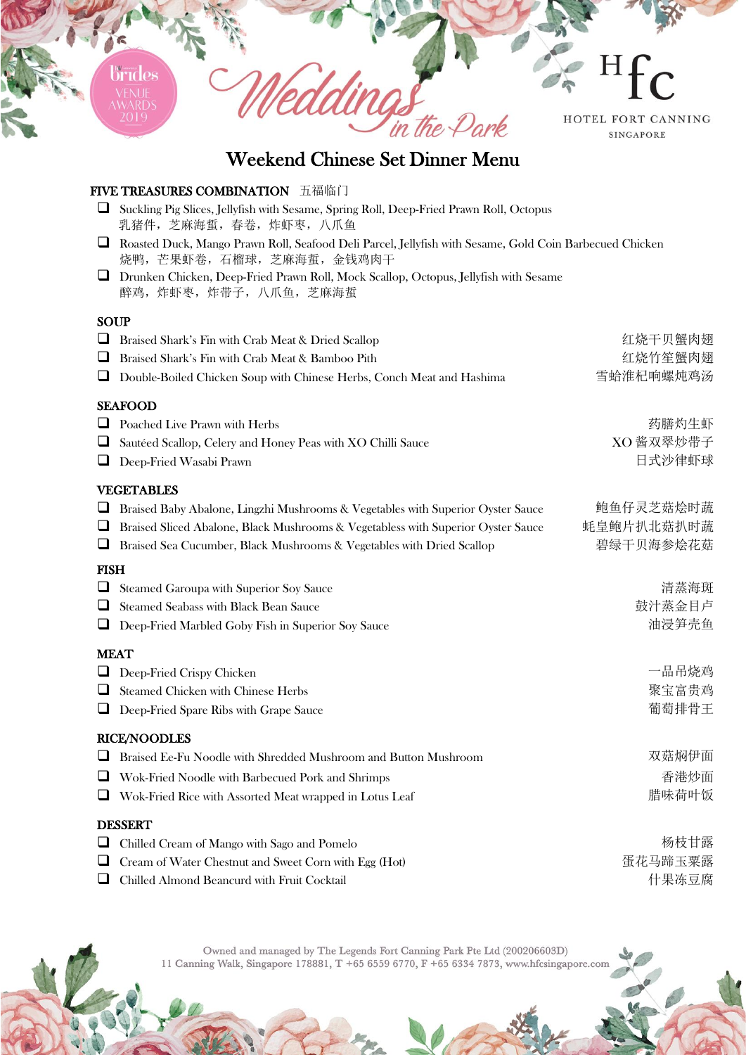# Weekend Chinese Set Dinner Menu

## FIVE TREASURES COMBINATION 五福临门

- ❑ Suckling Pig Slices, Jellyfish with Sesame, Spring Roll, Deep-Fried Prawn Roll, Octopus
  乳猪件，芝麻海蜇，春卷，炸虾枣，八爪鱼
- ❑ Roasted Duck, Mango Prawn Roll, Seafood Deli Parcel, Jellyfish with Sesame, Gold Coin Barbecued Chicken
  烧鸭，芒果虾卷，石榴球，芝麻海蜇，金钱鸡肉干
- ❑ Drunken Chicken, Deep-Fried Prawn Roll, Mock Scallop, Octopus, Jellyfish with Sesame
  醉鸡，炸虾枣，炸带子，八爪鱼，芝麻海蜇

## SOUP

- ❑ Braised Shark's Fin with Crab Meat & Dried Scallop 红烧干贝蟹肉翅
- ❑ Braised Shark's Fin with Crab Meat & Bamboo Pith 红烧竹笙蟹肉翅
- ❑ Double-Boiled Chicken Soup with Chinese Herbs, Conch Meat and Hashima 雪蛤淮杞响螺炖鸡汤

## SEAFOOD

- ❑ Poached Live Prawn with Herbs 药膳灼生虾
- ❑ Sautéed Scallop, Celery and Honey Peas with XO Chilli Sauce XO 酱双翠炒带子
- ❑ Deep-Fried Wasabi Prawn 日式沙律虾球

## VEGETABLES

- ❑ Braised Baby Abalone, Lingzhi Mushrooms & Vegetables with Superior Oyster Sauce 鲍鱼仔灵芝菇烩时蔬
- ❑ Braised Sliced Abalone, Black Mushrooms & Vegetabless with Superior Oyster Sauce 蚝皇鲍片扒北菇扒时蔬
- ❑ Braised Sea Cucumber, Black Mushrooms & Vegetables with Dried Scallop 碧绿干贝海参烩花菇

## FISH

- ❑ Steamed Garoupa with Superior Soy Sauce 清蒸海斑
- ❑ Steamed Seabass with Black Bean Sauce 鼓汁蒸金目卢
- ❑ Deep-Fried Marbled Goby Fish in Superior Soy Sauce 油浸笋壳鱼

## MEAT

- ❑ Deep-Fried Crispy Chicken 一品吊烧鸡
- ❑ Steamed Chicken with Chinese Herbs 聚宝富贵鸡
- ❑ Deep-Fried Spare Ribs with Grape Sauce 葡萄排骨王

## RICE/NOODLES

- ❑ Braised Ee-Fu Noodle with Shredded Mushroom and Button Mushroom 双菇焖伊面
- ❑ Wok-Fried Noodle with Barbecued Pork and Shrimps 香港炒面
- ❑ Wok-Fried Rice with Assorted Meat wrapped in Lotus Leaf 腊味荷叶饭

## DESSERT

- ❑ Chilled Cream of Mango with Sago and Pomelo 杨枝甘露
- ❑ Cream of Water Chestnut and Sweet Corn with Egg (Hot) 蛋花马蹄玉粟露
- ❑ Chilled Almond Beancurd with Fruit Cocktail 什果冻豆腐

Owned and managed by The Legends Fort Canning Park Pte Ltd (200206603D)
11 Canning Walk, Singapore 178881, T +65 6559 6770, F +65 6334 7873, www.hfcsingapore.com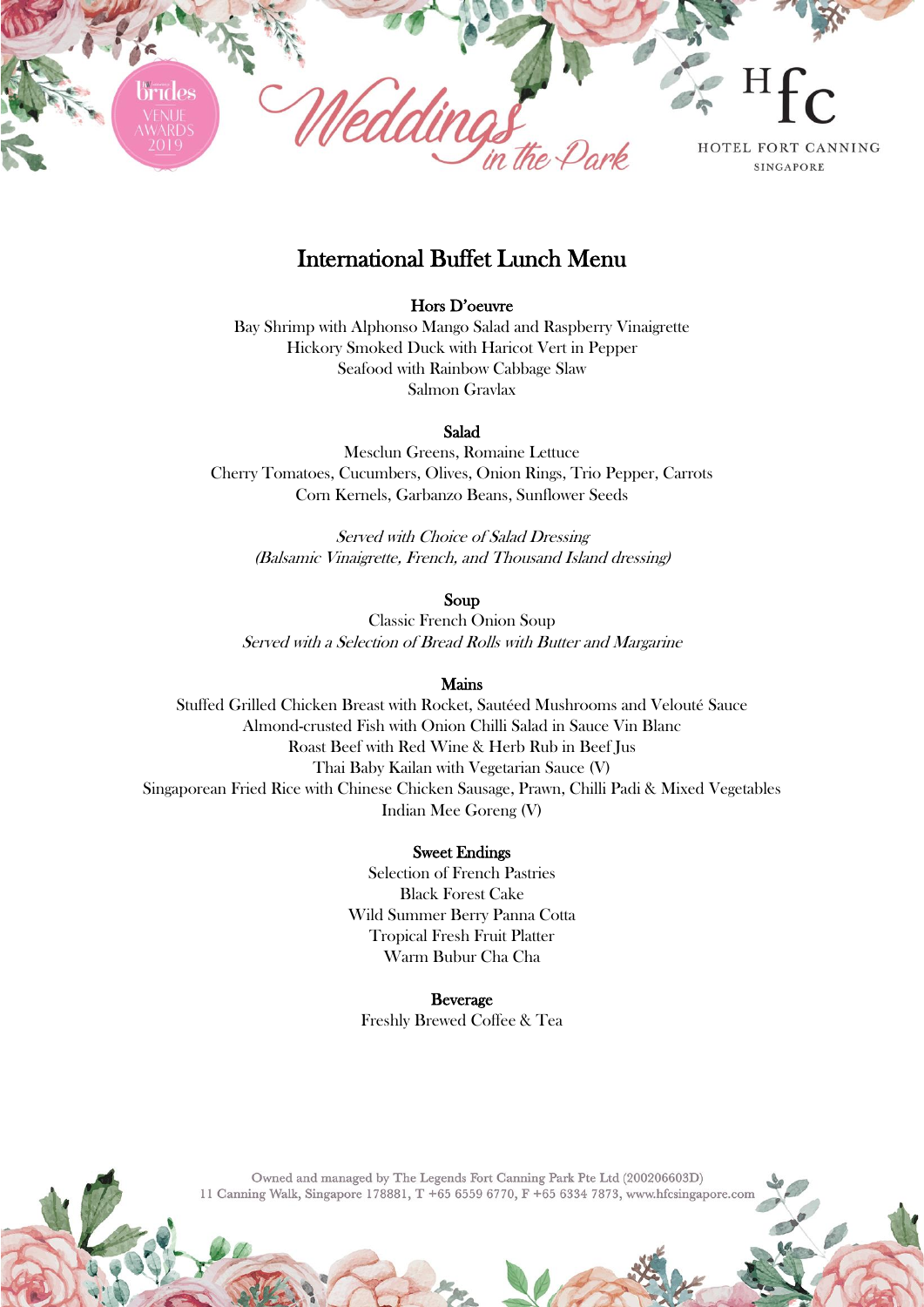# International Buffet Lunch Menu

## Hors D'oeuvre

Bay Shrimp with Alphonso Mango Salad and Raspberry Vinaigrette
Hickory Smoked Duck with Haricot Vert in Pepper
Seafood with Rainbow Cabbage Slaw
Salmon Gravlax

## Salad

Mesclun Greens, Romaine Lettuce
Cherry Tomatoes, Cucumbers, Olives, Onion Rings, Trio Pepper, Carrots
Corn Kernels, Garbanzo Beans, Sunflower Seeds

*Served with Choice of Salad Dressing*
*(Balsamic Vinaigrette, French, and Thousand Island dressing)*

## Soup

Classic French Onion Soup
*Served with a Selection of Bread Rolls with Butter and Margarine*

## Mains

Stuffed Grilled Chicken Breast with Rocket, Sautéed Mushrooms and Velouté Sauce
Almond-crusted Fish with Onion Chilli Salad in Sauce Vin Blanc
Roast Beef with Red Wine & Herb Rub in Beef Jus
Thai Baby Kailan with Vegetarian Sauce (V)
Singaporean Fried Rice with Chinese Chicken Sausage, Prawn, Chilli Padi & Mixed Vegetables
Indian Mee Goreng (V)

## Sweet Endings

Selection of French Pastries
Black Forest Cake
Wild Summer Berry Panna Cotta
Tropical Fresh Fruit Platter
Warm Bubur Cha Cha

## Beverage

Freshly Brewed Coffee & Tea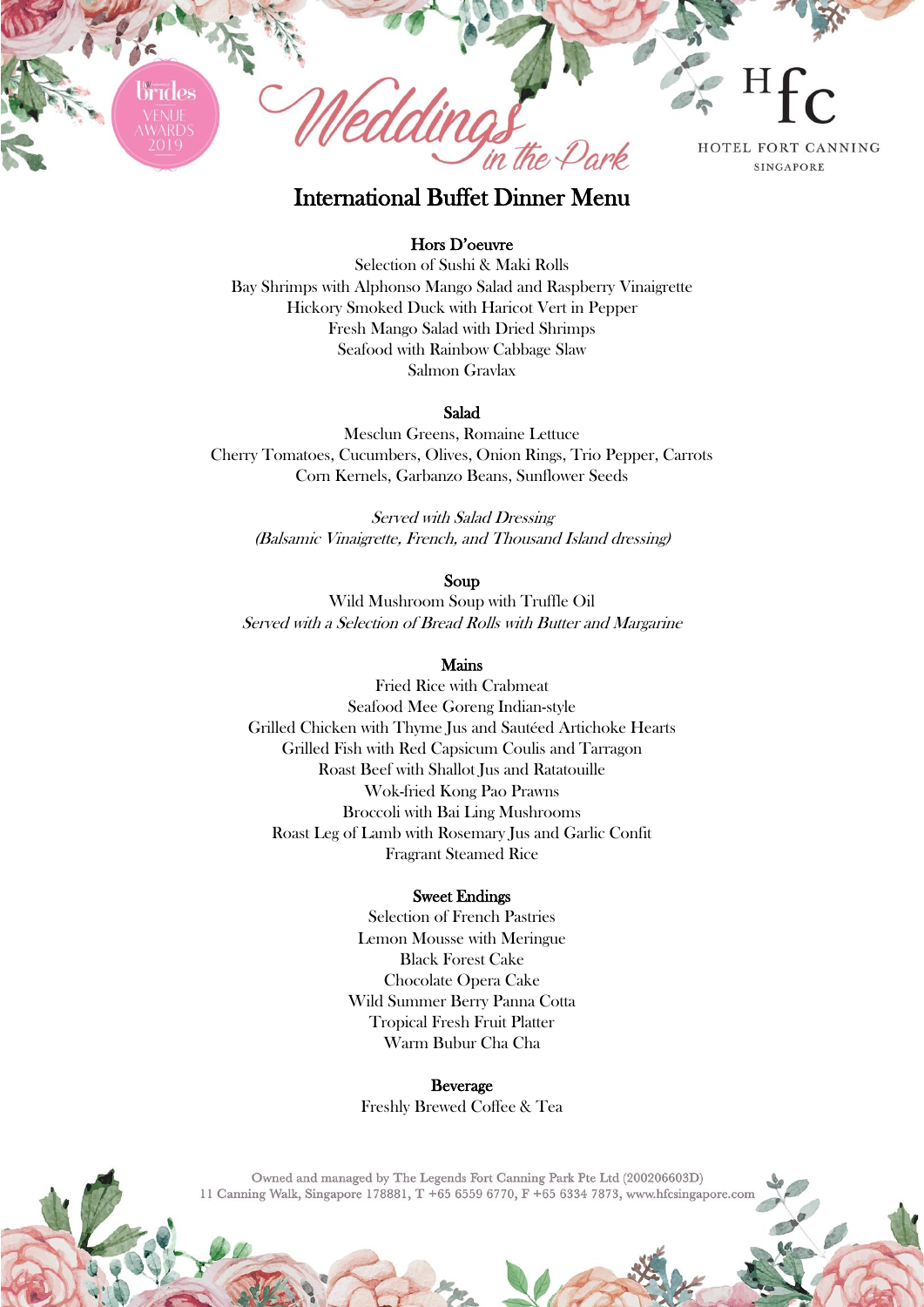# International Buffet Dinner Menu

## Hors D'oeuvre

Selection of Sushi & Maki Rolls
Bay Shrimps with Alphonso Mango Salad and Raspberry Vinaigrette
Hickory Smoked Duck with Haricot Vert in Pepper
Fresh Mango Salad with Dried Shrimps
Seafood with Rainbow Cabbage Slaw
Salmon Gravlax

## Salad

Mesclun Greens, Romaine Lettuce
Cherry Tomatoes, Cucumbers, Olives, Onion Rings, Trio Pepper, Carrots
Corn Kernels, Garbanzo Beans, Sunflower Seeds

*Served with Salad Dressing*
*(Balsamic Vinaigrette, French, and Thousand Island dressing)*

## Soup

Wild Mushroom Soup with Truffle Oil
*Served with a Selection of Bread Rolls with Butter and Margarine*

## Mains

Fried Rice with Crabmeat
Seafood Mee Goreng Indian-style
Grilled Chicken with Thyme Jus and Sautéed Artichoke Hearts
Grilled Fish with Red Capsicum Coulis and Tarragon
Roast Beef with Shallot Jus and Ratatouille
Wok-fried Kong Pao Prawns
Broccoli with Bai Ling Mushrooms
Roast Leg of Lamb with Rosemary Jus and Garlic Confit
Fragrant Steamed Rice

## Sweet Endings

Selection of French Pastries
Lemon Mousse with Meringue
Black Forest Cake
Chocolate Opera Cake
Wild Summer Berry Panna Cotta
Tropical Fresh Fruit Platter
Warm Bubur Cha Cha

## Beverage

Freshly Brewed Coffee & Tea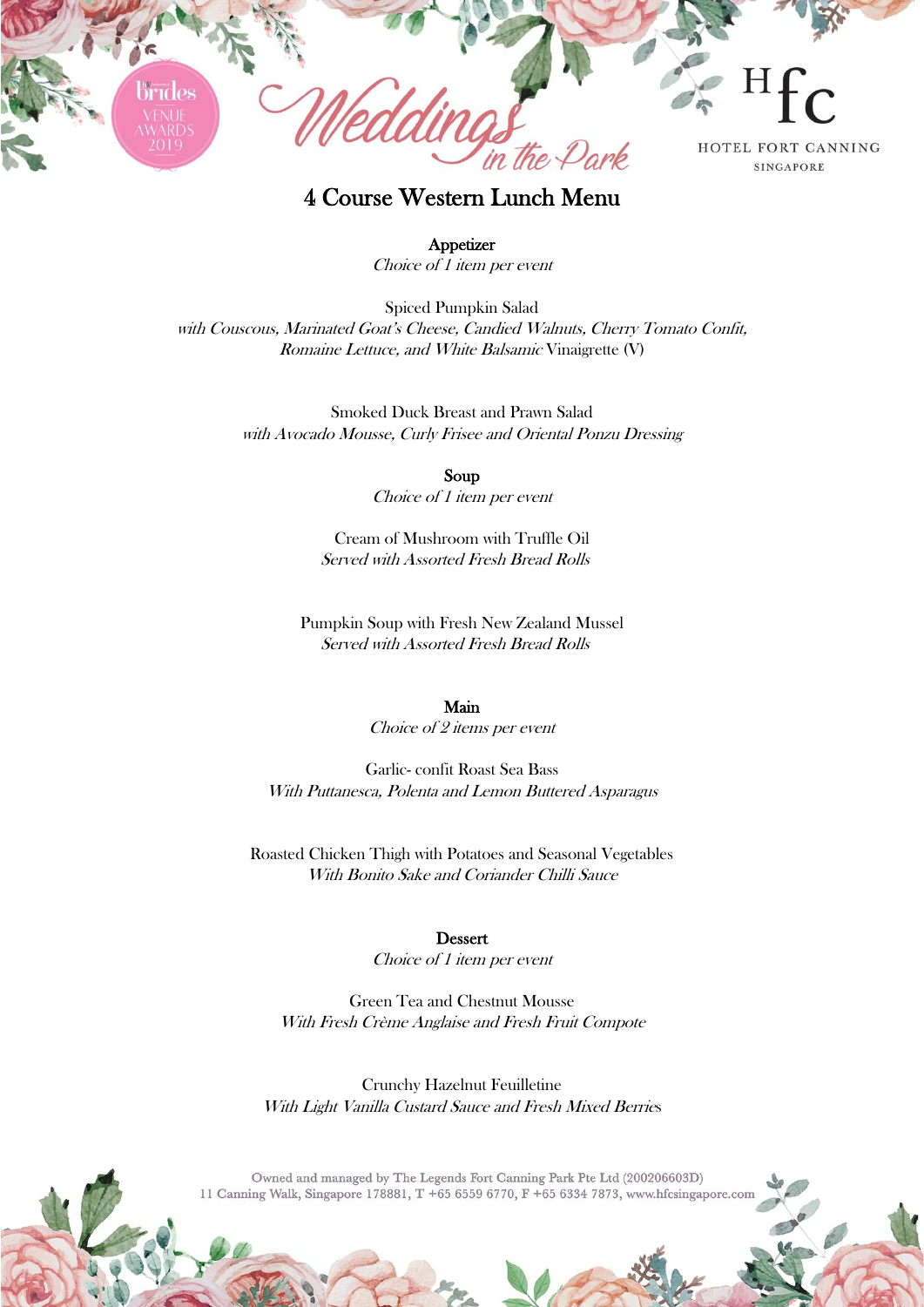# 4 Course Western Lunch Menu

## Appetizer

*Choice of 1 item per event*

Spiced Pumpkin Salad
*with Couscous, Marinated Goat's Cheese, Candied Walnuts, Cherry Tomato Confit, Romaine Lettuce, and White Balsamic* Vinaigrette (V)

Smoked Duck Breast and Prawn Salad
*with Avocado Mousse, Curly Frisee and Oriental Ponzu Dressing*

## Soup

*Choice of 1 item per event*

Cream of Mushroom with Truffle Oil
*Served with Assorted Fresh Bread Rolls*

Pumpkin Soup with Fresh New Zealand Mussel
*Served with Assorted Fresh Bread Rolls*

## Main

*Choice of 2 items per event*

Garlic- confit Roast Sea Bass
*With Puttanesca, Polenta and Lemon Buttered Asparagus*

Roasted Chicken Thigh with Potatoes and Seasonal Vegetables
*With Bonito Sake and Coriander Chilli Sauce*

## Dessert

*Choice of 1 item per event*

Green Tea and Chestnut Mousse
*With Fresh Crème Anglaise and Fresh Fruit Compote*

Crunchy Hazelnut Feuilletine
*With Light Vanilla Custard Sauce and Fresh Mixed Berries*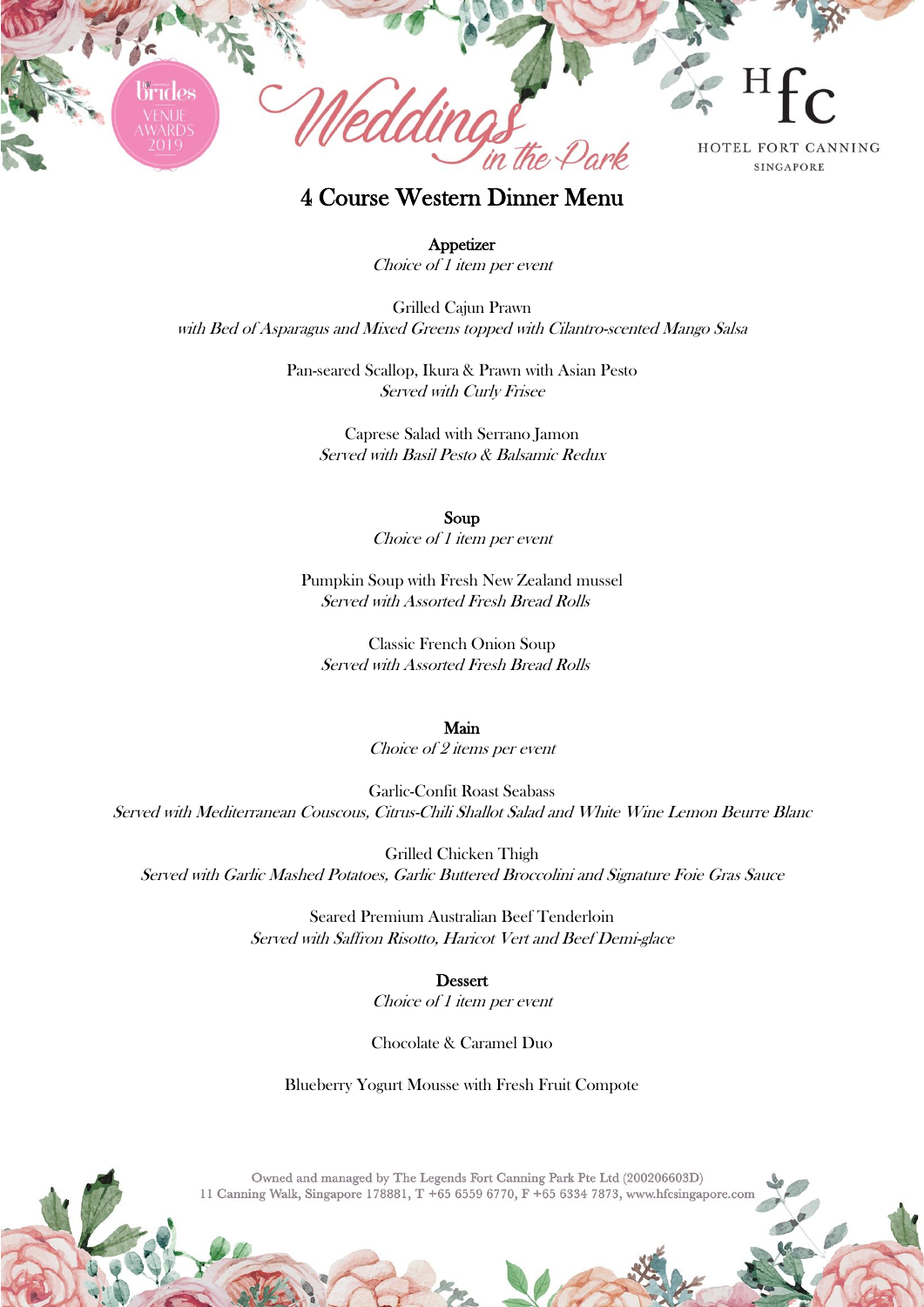# 4 Course Western Dinner Menu

**Appetizer**

*Choice of 1 item per event*

Grilled Cajun Prawn
*with Bed of Asparagus and Mixed Greens topped with Cilantro-scented Mango Salsa*

Pan-seared Scallop, Ikura & Prawn with Asian Pesto
*Served with Curly Frisee*

Caprese Salad with Serrano Jamon
*Served with Basil Pesto & Balsamic Redux*

**Soup**

*Choice of 1 item per event*

Pumpkin Soup with Fresh New Zealand mussel
*Served with Assorted Fresh Bread Rolls*

Classic French Onion Soup
*Served with Assorted Fresh Bread Rolls*

**Main**

*Choice of 2 items per event*

Garlic-Confit Roast Seabass
*Served with Mediterranean Couscous, Citrus-Chili Shallot Salad and White Wine Lemon Beurre Blanc*

Grilled Chicken Thigh
*Served with Garlic Mashed Potatoes, Garlic Buttered Broccolini and Signature Foie Gras Sauce*

Seared Premium Australian Beef Tenderloin
*Served with Saffron Risotto, Haricot Vert and Beef Demi-glace*

**Dessert**

*Choice of 1 item per event*

Chocolate & Caramel Duo

Blueberry Yogurt Mousse with Fresh Fruit Compote